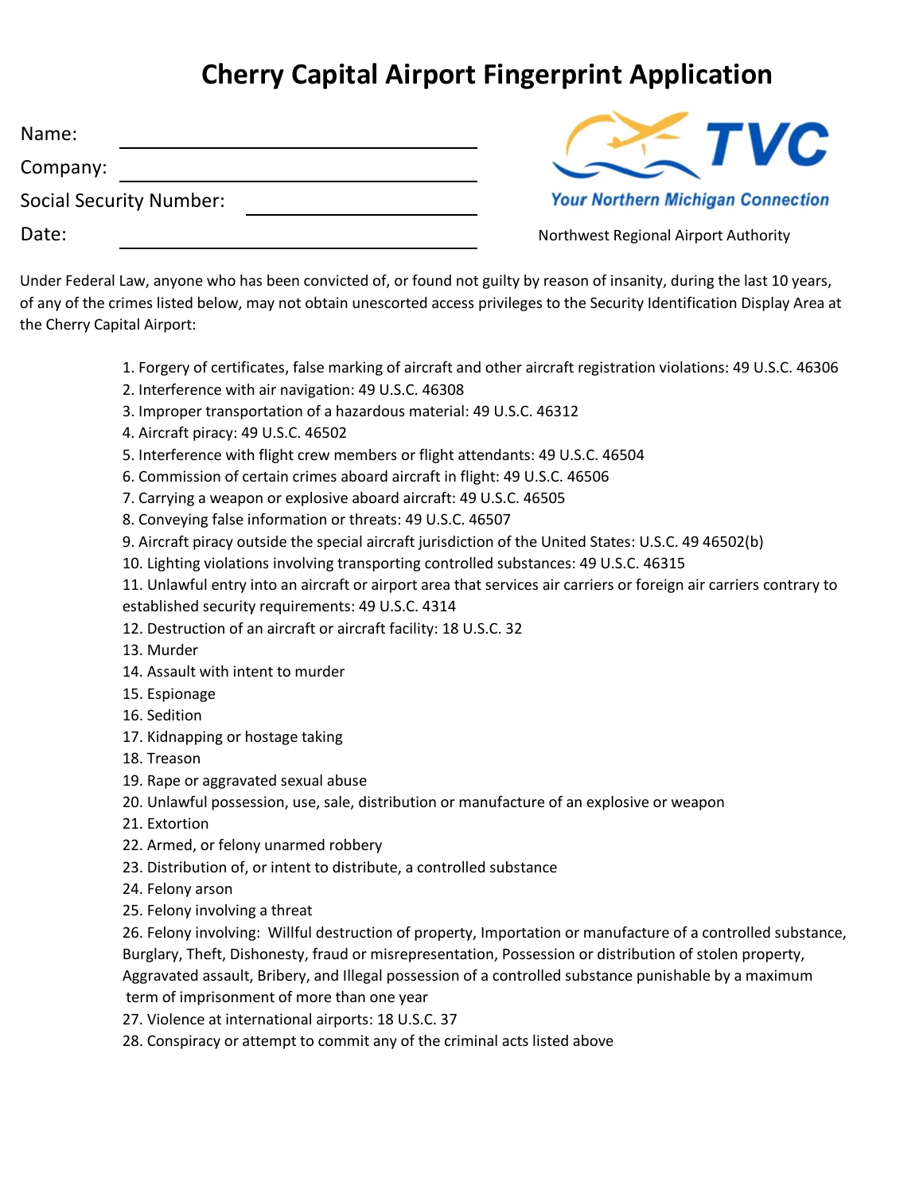# Cherry Capital Airport Fingerprint Application

Name: ______________________________

Company: ______________________________

Social Security Number: ____________________

Date: ______________________________

TVC

Your Northern Michigan Connection

Northwest Regional Airport Authority

Under Federal Law, anyone who has been convicted of, or found not guilty by reason of insanity, during the last 10 years, of any of the crimes listed below, may not obtain unescorted access privileges to the Security Identification Display Area at the Cherry Capital Airport:

1. Forgery of certificates, false marking of aircraft and other aircraft registration violations: 49 U.S.C. 46306
2. Interference with air navigation: 49 U.S.C. 46308
3. Improper transportation of a hazardous material: 49 U.S.C. 46312
4. Aircraft piracy: 49 U.S.C. 46502
5. Interference with flight crew members or flight attendants: 49 U.S.C. 46504
6. Commission of certain crimes aboard aircraft in flight: 49 U.S.C. 46506
7. Carrying a weapon or explosive aboard aircraft: 49 U.S.C. 46505
8. Conveying false information or threats: 49 U.S.C. 46507
9. Aircraft piracy outside the special aircraft jurisdiction of the United States: U.S.C. 49 46502(b)
10. Lighting violations involving transporting controlled substances: 49 U.S.C. 46315
11. Unlawful entry into an aircraft or airport area that services air carriers or foreign air carriers contrary to established security requirements: 49 U.S.C. 4314
12. Destruction of an aircraft or aircraft facility: 18 U.S.C. 32
13. Murder
14. Assault with intent to murder
15. Espionage
16. Sedition
17. Kidnapping or hostage taking
18. Treason
19. Rape or aggravated sexual abuse
20. Unlawful possession, use, sale, distribution or manufacture of an explosive or weapon
21. Extortion
22. Armed, or felony unarmed robbery
23. Distribution of, or intent to distribute, a controlled substance
24. Felony arson
25. Felony involving a threat
26. Felony involving: Willful destruction of property, Importation or manufacture of a controlled substance, Burglary, Theft, Dishonesty, fraud or misrepresentation, Possession or distribution of stolen property, Aggravated assault, Bribery, and Illegal possession of a controlled substance punishable by a maximum term of imprisonment of more than one year
27. Violence at international airports: 18 U.S.C. 37
28. Conspiracy or attempt to commit any of the criminal acts listed above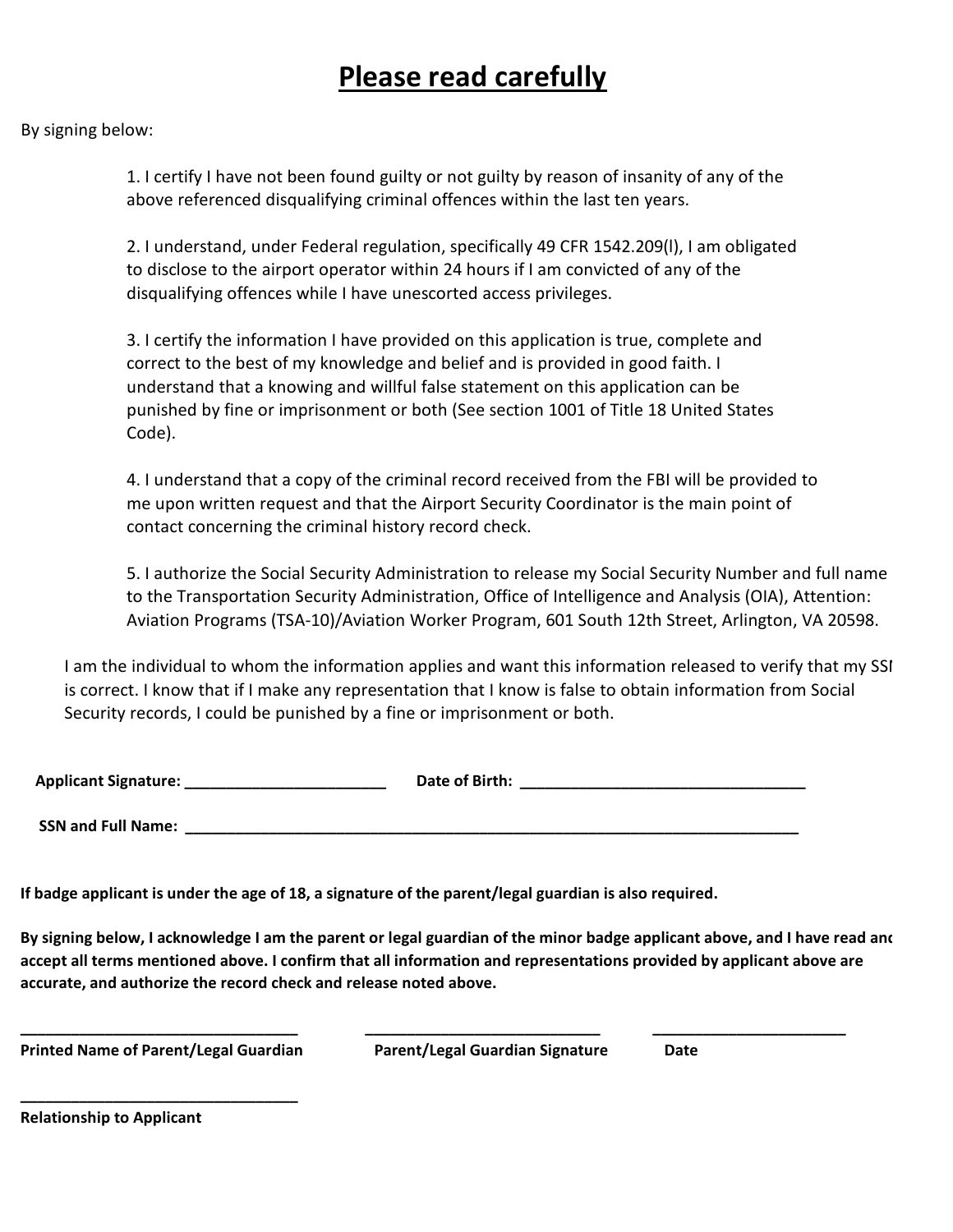# **Please read carefully**

By signing below:

1. I certify I have not been found guilty or not guilty by reason of insanity of any of the above referenced disqualifying criminal offences within the last ten years.

2. I understand, under Federal regulation, specifically 49 CFR 1542.209(l), I am obligated to disclose to the airport operator within 24 hours if I am convicted of any of the disqualifying offences while I have unescorted access privileges.

3. I certify the information I have provided on this application is true, complete and correct to the best of my knowledge and belief and is provided in good faith. I understand that a knowing and willful false statement on this application can be punished by fine or imprisonment or both (See section 1001 of Title 18 United States Code).

4. I understand that a copy of the criminal record received from the FBI will be provided to me upon written request and that the Airport Security Coordinator is the main point of contact concerning the criminal history record check.

5. I authorize the Social Security Administration to release my Social Security Number and full name to the Transportation Security Administration, Office of Intelligence and Analysis (OIA), Attention: Aviation Programs (TSA-10)/Aviation Worker Program, 601 South 12th Street, Arlington, VA 20598.

I am the individual to whom the information applies and want this information released to verify that my SSN is correct. I know that if I make any representation that I know is false to obtain information from Social Security records, I could be punished by a fine or imprisonment or both.

**Applicant Signature:** ________________________ **Date of Birth:** ________________________________

**SSN and Full Name:** ____________________________________________________________________________

**If badge applicant is under the age of 18, a signature of the parent/legal guardian is also required.**

**By signing below, I acknowledge I am the parent or legal guardian of the minor badge applicant above, and I have read and accept all terms mentioned above. I confirm that all information and representations provided by applicant above are accurate, and authorize the record check and release noted above.**

________________________________ ____________________________ ______________________

**Printed Name of Parent/Legal Guardian** **Parent/Legal Guardian Signature** **Date**

________________________________

**Relationship to Applicant**